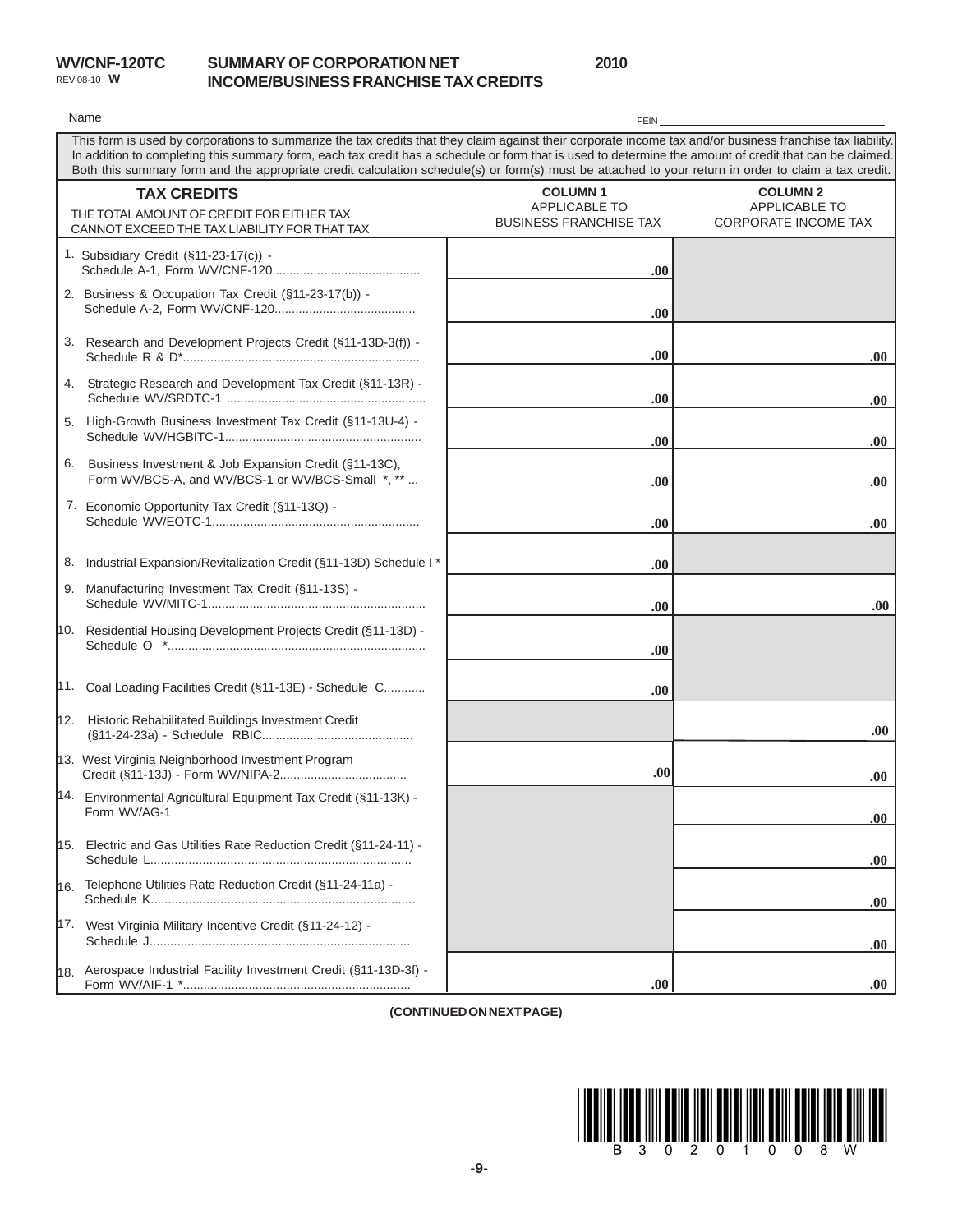WV/CNF-120TC
REV 08-10 **W**

# SUMMARY OF CORPORATION NET INCOME/BUSINESS FRANCHISE TAX CREDITS

**2010**

Name ______________________ FEIN ______________________

This form is used by corporations to summarize the tax credits that they claim against their corporate income tax and/or business franchise tax liability. In addition to completing this summary form, each tax credit has a schedule or form that is used to determine the amount of credit that can be claimed. Both this summary form and the appropriate credit calculation schedule(s) or form(s) must be attached to your return in order to claim a tax credit.

| **TAX CREDITS** THE TOTAL AMOUNT OF CREDIT FOR EITHER TAX CANNOT EXCEED THE TAX LIABILITY FOR THAT TAX | **COLUMN 1** APPLICABLE TO BUSINESS FRANCHISE TAX | **COLUMN 2** APPLICABLE TO CORPORATE INCOME TAX |
|---|---|---|
| 1. Subsidiary Credit (§11-23-17(c)) - Schedule A-1, Form WV/CNF-120 | .00 | |
| 2. Business & Occupation Tax Credit (§11-23-17(b)) - Schedule A-2, Form WV/CNF-120 | .00 | |
| 3. Research and Development Projects Credit (§11-13D-3(f)) - Schedule R & D* | .00 | .00 |
| 4. Strategic Research and Development Tax Credit (§11-13R) - Schedule WV/SRDTC-1 | .00 | .00 |
| 5. High-Growth Business Investment Tax Credit (§11-13U-4) - Schedule WV/HGBITC-1 | .00 | .00 |
| 6. Business Investment & Job Expansion Credit (§11-13C), Form WV/BCS-A, and WV/BCS-1 or WV/BCS-Small *, ** | .00 | .00 |
| 7. Economic Opportunity Tax Credit (§11-13Q) - Schedule WV/EOTC-1 | .00 | .00 |
| 8. Industrial Expansion/Revitalization Credit (§11-13D) Schedule I * | .00 | |
| 9. Manufacturing Investment Tax Credit (§11-13S) - Schedule WV/MITC-1 | .00 | .00 |
| 10. Residential Housing Development Projects Credit (§11-13D) - Schedule O * | .00 | |
| 11. Coal Loading Facilities Credit (§11-13E) - Schedule C | .00 | |
| 12. Historic Rehabilitated Buildings Investment Credit (§11-24-23a) - Schedule RBIC | | .00 |
| 13. West Virginia Neighborhood Investment Program Credit (§11-13J) - Form WV/NIPA-2 | .00 | .00 |
| 14. Environmental Agricultural Equipment Tax Credit (§11-13K) - Form WV/AG-1 | | .00 |
| 15. Electric and Gas Utilities Rate Reduction Credit (§11-24-11) - Schedule L | | .00 |
| 16. Telephone Utilities Rate Reduction Credit (§11-24-11a) - Schedule K | | .00 |
| 17. West Virginia Military Incentive Credit (§11-24-12) - Schedule J | | .00 |
| 18. Aerospace Industrial Facility Investment Credit (§11-13D-3f) - Form WV/AIF-1 * | .00 | .00 |

**(CONTINUED ON NEXT PAGE)**

B 3 0 2 0 1 0 0 8 W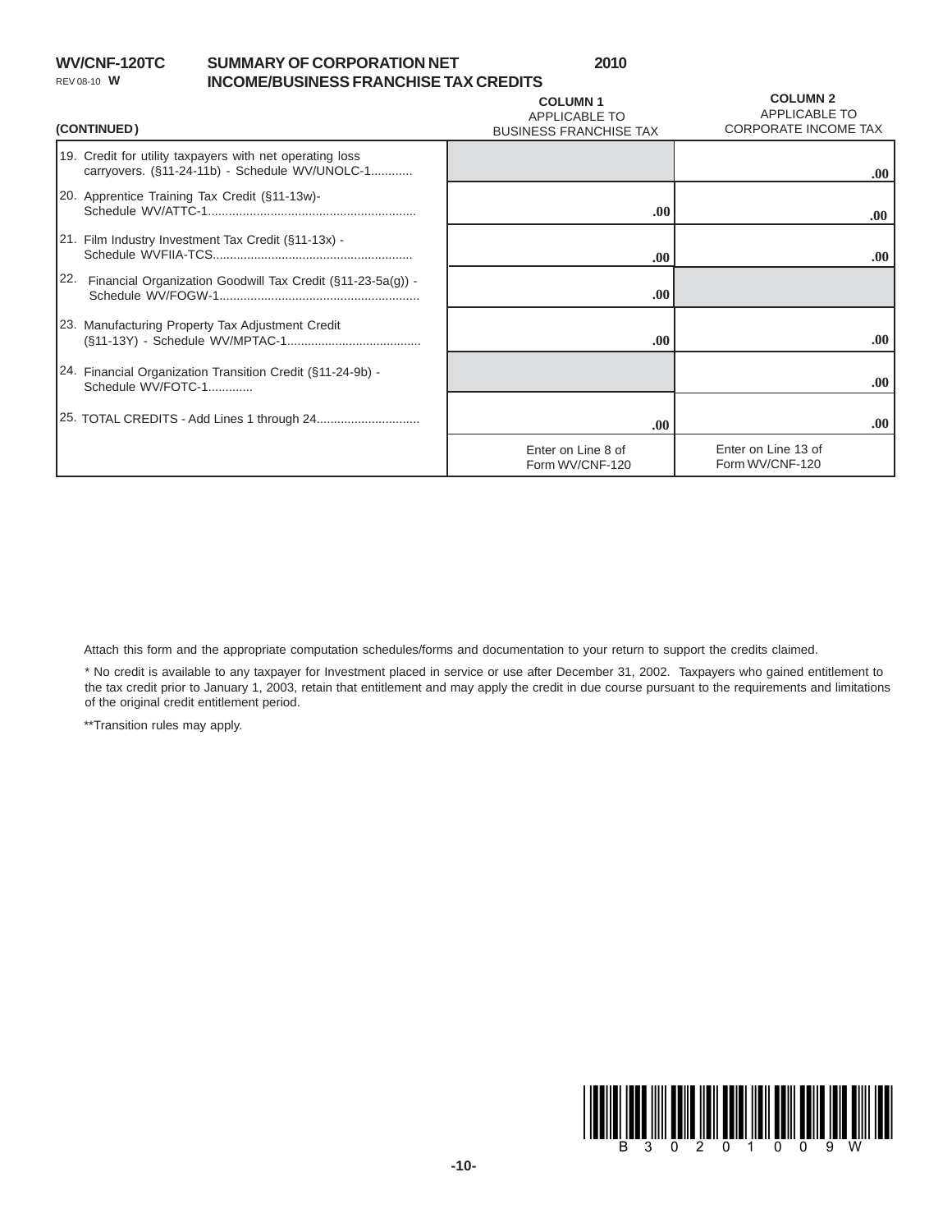WV/CNF-120TC

REV 08-10 **W**

## SUMMARY OF CORPORATION NET INCOME/BUSINESS FRANCHISE TAX CREDITS

2010

| (CONTINUED) | COLUMN 1 APPLICABLE TO BUSINESS FRANCHISE TAX | COLUMN 2 APPLICABLE TO CORPORATE INCOME TAX |
|---|---|---|
| 19. Credit for utility taxpayers with net operating loss carryovers. (§11-24-11b) - Schedule WV/UNOLC-1............ | | .00 |
| 20. Apprentice Training Tax Credit (§11-13w)- Schedule WV/ATTC-1........................................................... | .00 | .00 |
| 21. Film Industry Investment Tax Credit (§11-13x) - Schedule WVFIIA-TCS......................................................... | .00 | .00 |
| 22. Financial Organization Goodwill Tax Credit (§11-23-5a(g)) - Schedule WV/FOGW-1......................................................... | .00 | |
| 23. Manufacturing Property Tax Adjustment Credit (§11-13Y) - Schedule WV/MPTAC-1...................................... | .00 | .00 |
| 24. Financial Organization Transition Credit (§11-24-9b) - Schedule WV/FOTC-1............ | | .00 |
| 25. TOTAL CREDITS - Add Lines 1 through 24............................. | .00 | .00 |
| | Enter on Line 8 of Form WV/CNF-120 | Enter on Line 13 of Form WV/CNF-120 |

Attach this form and the appropriate computation schedules/forms and documentation to your return to support the credits claimed.

* No credit is available to any taxpayer for Investment placed in service or use after December 31, 2002. Taxpayers who gained entitlement to the tax credit prior to January 1, 2003, retain that entitlement and may apply the credit in due course pursuant to the requirements and limitations of the original credit entitlement period.

**Transition rules may apply.

B 3 0 2 0 1 0 0 9 W